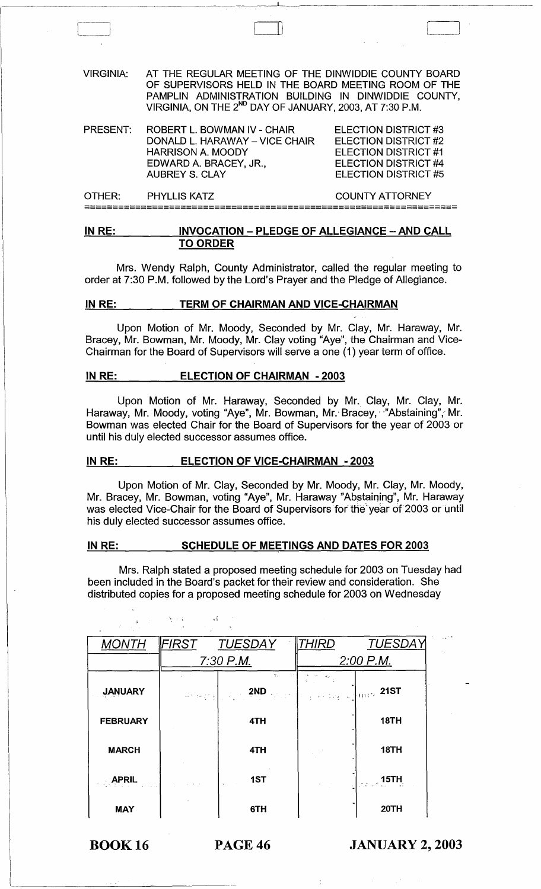VIRGINIA: AT THE REGULAR MEETING OF THE DINWIDDIE COUNTY BOARD OF SUPERVISORS HELD IN THE BOARD MEETING ROOM OF THE PAMPLIN ADMINISTRATION BUILDING IN DINWIDDIE COUNTY, VIRGINIA, ON THE 2ND DAY OF JANUARY, 2003, AT 7:30 P.M.

| | | |
|---|---|---|
| PRESENT: | ROBERT L. BOWMAN IV - CHAIR | ELECTION DISTRICT #3 |
| | DONALD L. HARAWAY – VICE CHAIR | ELECTION DISTRICT #2 |
| | HARRISON A. MOODY | ELECTION DISTRICT #1 |
| | EDWARD A. BRACEY, JR., | ELECTION DISTRICT #4 |
| | AUBREY S. CLAY | ELECTION DISTRICT #5 |
| OTHER: | PHYLLIS KATZ | COUNTY ATTORNEY |

**IN RE: INVOCATION – PLEDGE OF ALLEGIANCE – AND CALL TO ORDER**

Mrs. Wendy Ralph, County Administrator, called the regular meeting to order at 7:30 P.M. followed by the Lord's Prayer and the Pledge of Allegiance.

**IN RE: TERM OF CHAIRMAN AND VICE-CHAIRMAN**

Upon Motion of Mr. Moody, Seconded by Mr. Clay, Mr. Haraway, Mr. Bracey, Mr. Bowman, Mr. Moody, Mr. Clay voting "Aye", the Chairman and Vice-Chairman for the Board of Supervisors will serve a one (1) year term of office.

**IN RE: ELECTION OF CHAIRMAN - 2003**

Upon Motion of Mr. Haraway, Seconded by Mr. Clay, Mr. Clay, Mr. Haraway, Mr. Moody, voting "Aye", Mr. Bowman, Mr. Bracey, "Abstaining", Mr. Bowman was elected Chair for the Board of Supervisors for the year of 2003 or until his duly elected successor assumes office.

**IN RE: ELECTION OF VICE-CHAIRMAN - 2003**

Upon Motion of Mr. Clay, Seconded by Mr. Moody, Mr. Clay, Mr. Moody, Mr. Bracey, Mr. Bowman, voting "Aye", Mr. Haraway "Abstaining", Mr. Haraway was elected Vice-Chair for the Board of Supervisors for the year of 2003 or until his duly elected successor assumes office.

**IN RE: SCHEDULE OF MEETINGS AND DATES FOR 2003**

Mrs. Ralph stated a proposed meeting schedule for 2003 on Tuesday had been included in the Board's packet for their review and consideration. She distributed copies for a proposed meeting schedule for 2003 on Wednesday

| *MONTH* | *FIRST TUESDAY* 7:30 P.M. | *THIRD TUESDAY* 2:00 P.M. |
|---|---|---|
| **JANUARY** | **2ND** | **21ST** |
| **FEBRUARY** | **4TH** | **18TH** |
| **MARCH** | **4TH** | **18TH** |
| **APRIL** | **1ST** | **15TH** |
| **MAY** | **6TH** | **20TH** |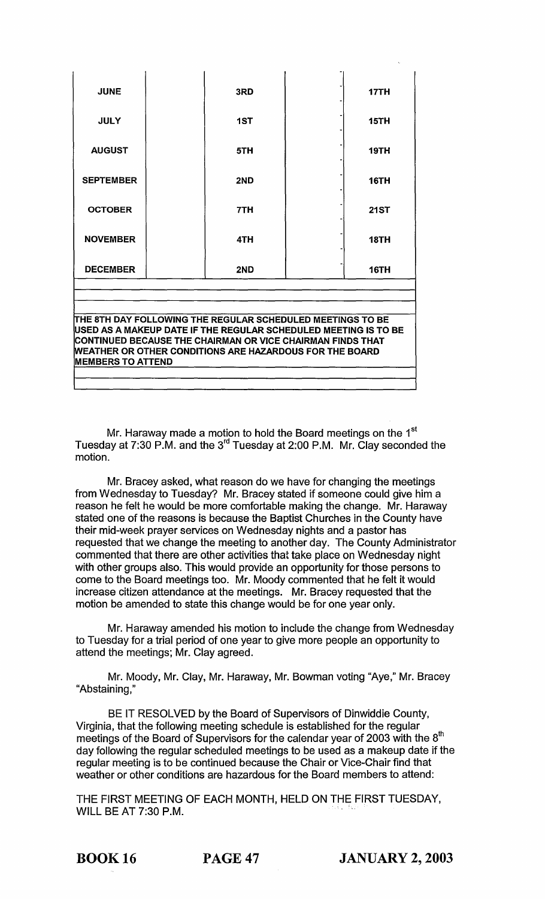| JUNE | | 3RD | | 17TH |
|---|---|---|---|---|
| JULY | | 1ST | | 15TH |
| AUGUST | | 5TH | | 19TH |
| SEPTEMBER | | 2ND | | 16TH |
| OCTOBER | | 7TH | | 21ST |
| NOVEMBER | | 4TH | | 18TH |
| DECEMBER | | 2ND | | 16TH |

THE 8TH DAY FOLLOWING THE REGULAR SCHEDULED MEETINGS TO BE USED AS A MAKEUP DATE IF THE REGULAR SCHEDULED MEETING IS TO BE CONTINUED BECAUSE THE CHAIRMAN OR VICE CHAIRMAN FINDS THAT WEATHER OR OTHER CONDITIONS ARE HAZARDOUS FOR THE BOARD MEMBERS TO ATTEND

Mr. Haraway made a motion to hold the Board meetings on the 1st Tuesday at 7:30 P.M. and the 3rd Tuesday at 2:00 P.M. Mr. Clay seconded the motion.

Mr. Bracey asked, what reason do we have for changing the meetings from Wednesday to Tuesday? Mr. Bracey stated if someone could give him a reason he felt he would be more comfortable making the change. Mr. Haraway stated one of the reasons is because the Baptist Churches in the County have their mid-week prayer services on Wednesday nights and a pastor has requested that we change the meeting to another day. The County Administrator commented that there are other activities that take place on Wednesday night with other groups also. This would provide an opportunity for those persons to come to the Board meetings too. Mr. Moody commented that he felt it would increase citizen attendance at the meetings. Mr. Bracey requested that the motion be amended to state this change would be for one year only.

Mr. Haraway amended his motion to include the change from Wednesday to Tuesday for a trial period of one year to give more people an opportunity to attend the meetings; Mr. Clay agreed.

Mr. Moody, Mr. Clay, Mr. Haraway, Mr. Bowman voting "Aye," Mr. Bracey "Abstaining,"

BE IT RESOLVED by the Board of Supervisors of Dinwiddie County, Virginia, that the following meeting schedule is established for the regular meetings of the Board of Supervisors for the calendar year of 2003 with the 8th day following the regular scheduled meetings to be used as a makeup date if the regular meeting is to be continued because the Chair or Vice-Chair find that weather or other conditions are hazardous for the Board members to attend:

THE FIRST MEETING OF EACH MONTH, HELD ON THE FIRST TUESDAY, WILL BE AT 7:30 P.M.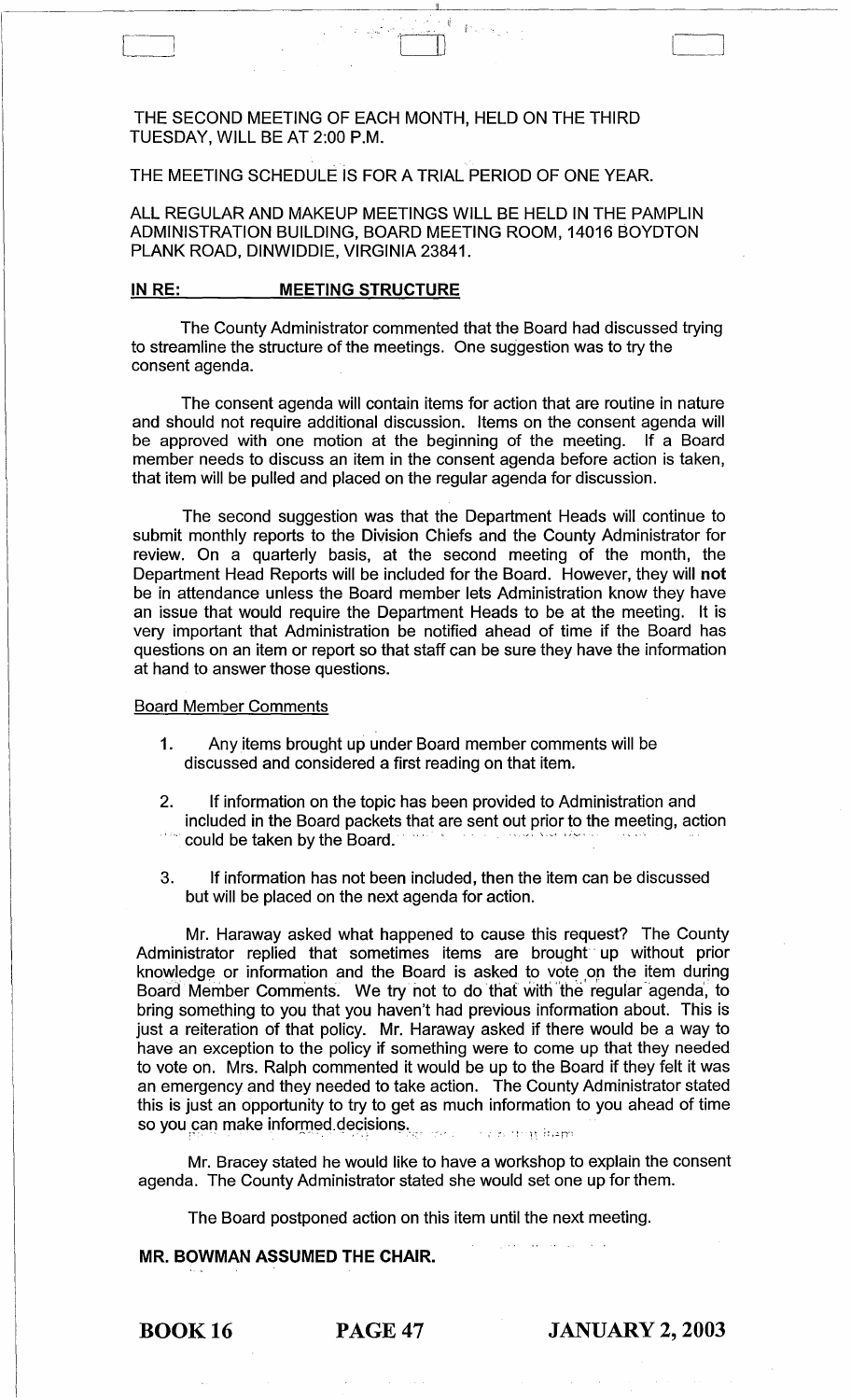THE SECOND MEETING OF EACH MONTH, HELD ON THE THIRD TUESDAY, WILL BE AT 2:00 P.M.

THE MEETING SCHEDULE IS FOR A TRIAL PERIOD OF ONE YEAR.

ALL REGULAR AND MAKEUP MEETINGS WILL BE HELD IN THE PAMPLIN ADMINISTRATION BUILDING, BOARD MEETING ROOM, 14016 BOYDTON PLANK ROAD, DINWIDDIE, VIRGINIA 23841.

**IN RE: MEETING STRUCTURE**

The County Administrator commented that the Board had discussed trying to streamline the structure of the meetings. One suggestion was to try the consent agenda.

The consent agenda will contain items for action that are routine in nature and should not require additional discussion. Items on the consent agenda will be approved with one motion at the beginning of the meeting. If a Board member needs to discuss an item in the consent agenda before action is taken, that item will be pulled and placed on the regular agenda for discussion.

The second suggestion was that the Department Heads will continue to submit monthly reports to the Division Chiefs and the County Administrator for review. On a quarterly basis, at the second meeting of the month, the Department Head Reports will be included for the Board. However, they will **not** be in attendance unless the Board member lets Administration know they have an issue that would require the Department Heads to be at the meeting. It is very important that Administration be notified ahead of time if the Board has questions on an item or report so that staff can be sure they have the information at hand to answer those questions.

Board Member Comments

1. Any items brought up under Board member comments will be discussed and considered a first reading on that item.
2. If information on the topic has been provided to Administration and included in the Board packets that are sent out prior to the meeting, action could be taken by the Board.
3. If information has not been included, then the item can be discussed but will be placed on the next agenda for action.

Mr. Haraway asked what happened to cause this request? The County Administrator replied that sometimes items are brought up without prior knowledge or information and the Board is asked to vote on the item during Board Member Comments. We try not to do that with the regular agenda, to bring something to you that you haven't had previous information about. This is just a reiteration of that policy. Mr. Haraway asked if there would be a way to have an exception to the policy if something were to come up that they needed to vote on. Mrs. Ralph commented it would be up to the Board if they felt it was an emergency and they needed to take action. The County Administrator stated this is just an opportunity to try to get as much information to you ahead of time so you can make informed decisions.

Mr. Bracey stated he would like to have a workshop to explain the consent agenda. The County Administrator stated she would set one up for them.

The Board postponed action on this item until the next meeting.

**MR. BOWMAN ASSUMED THE CHAIR.**

**BOOK 16 PAGE 47 JANUARY 2, 2003**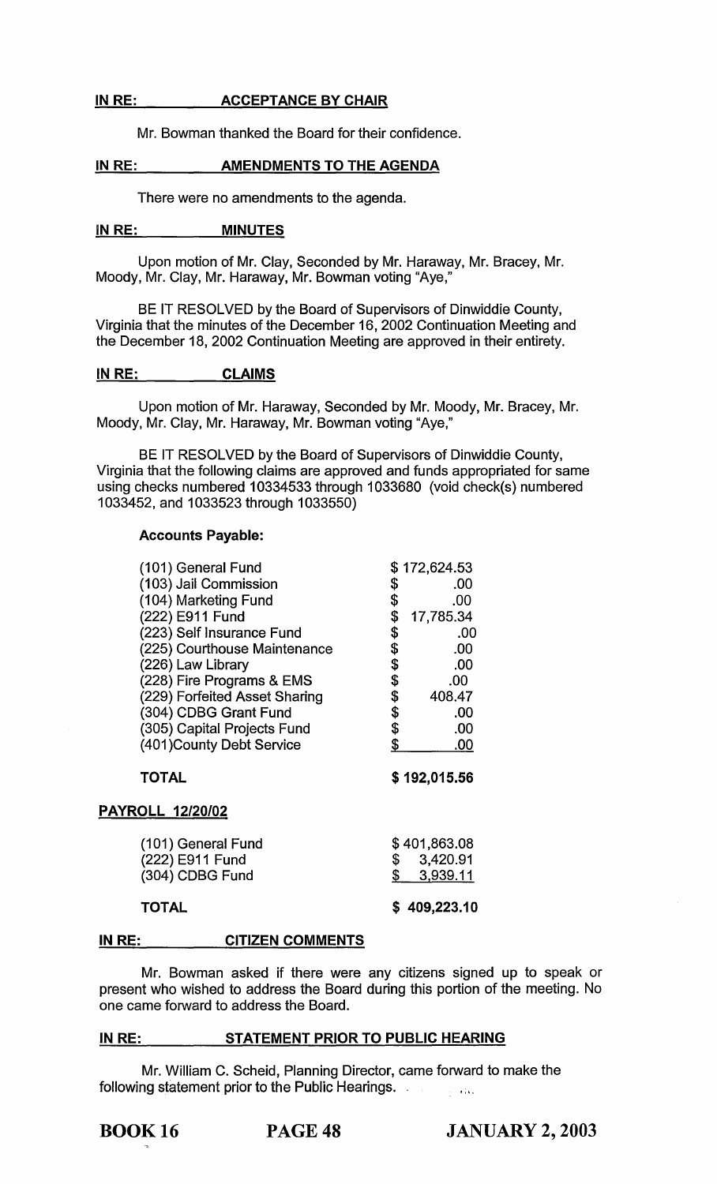**IN RE: ACCEPTANCE BY CHAIR**

Mr. Bowman thanked the Board for their confidence.

**IN RE: AMENDMENTS TO THE AGENDA**

There were no amendments to the agenda.

**IN RE: MINUTES**

Upon motion of Mr. Clay, Seconded by Mr. Haraway, Mr. Bracey, Mr. Moody, Mr. Clay, Mr. Haraway, Mr. Bowman voting "Aye,"

BE IT RESOLVED by the Board of Supervisors of Dinwiddie County, Virginia that the minutes of the December 16, 2002 Continuation Meeting and the December 18, 2002 Continuation Meeting are approved in their entirety.

**IN RE: CLAIMS**

Upon motion of Mr. Haraway, Seconded by Mr. Moody, Mr. Bracey, Mr. Moody, Mr. Clay, Mr. Haraway, Mr. Bowman voting "Aye,"

BE IT RESOLVED by the Board of Supervisors of Dinwiddie County, Virginia that the following claims are approved and funds appropriated for same using checks numbered 10334533 through 1033680 (void check(s) numbered 1033452, and 1033523 through 1033550)

**Accounts Payable:**

| | |
|---|---|
| (101) General Fund | $ 172,624.53 |
| (103) Jail Commission | $ .00 |
| (104) Marketing Fund | $ .00 |
| (222) E911 Fund | $ 17,785.34 |
| (223) Self Insurance Fund | $ .00 |
| (225) Courthouse Maintenance | $ .00 |
| (226) Law Library | $ .00 |
| (228) Fire Programs & EMS | $ .00 |
| (229) Forfeited Asset Sharing | $ 408.47 |
| (304) CDBG Grant Fund | $ .00 |
| (305) Capital Projects Fund | $ .00 |
| (401)County Debt Service | $ .00 |
| **TOTAL** | **$ 192,015.56** |

**PAYROLL 12/20/02**

| | |
|---|---|
| (101) General Fund | $ 401,863.08 |
| (222) E911 Fund | $ 3,420.91 |
| (304) CDBG Fund | $ 3,939.11 |
| **TOTAL** | **$ 409,223.10** |

**IN RE: CITIZEN COMMENTS**

Mr. Bowman asked if there were any citizens signed up to speak or present who wished to address the Board during this portion of the meeting. No one came forward to address the Board.

**IN RE: STATEMENT PRIOR TO PUBLIC HEARING**

Mr. William C. Scheid, Planning Director, came forward to make the following statement prior to the Public Hearings.

**BOOK 16 PAGE 48 JANUARY 2, 2003**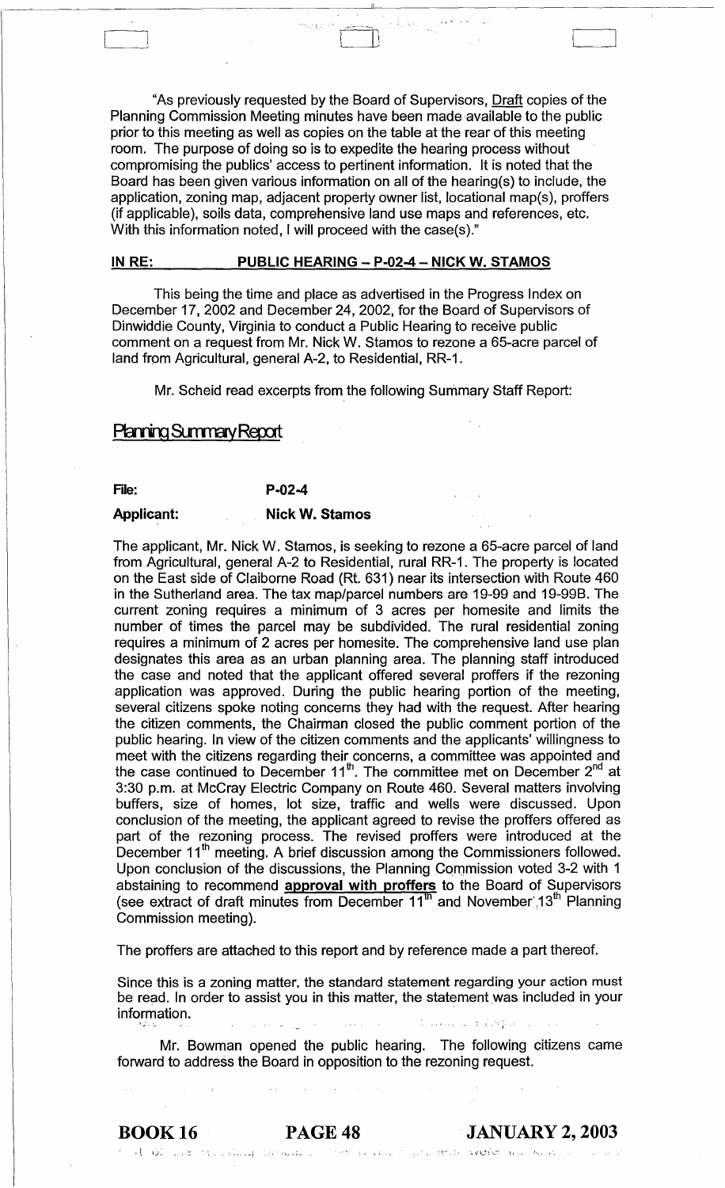"As previously requested by the Board of Supervisors, Draft copies of the Planning Commission Meeting minutes have been made available to the public prior to this meeting as well as copies on the table at the rear of this meeting room. The purpose of doing so is to expedite the hearing process without compromising the publics' access to pertinent information. It is noted that the Board has been given various information on all of the hearing(s) to include, the application, zoning map, adjacent property owner list, locational map(s), proffers (if applicable), soils data, comprehensive land use maps and references, etc. With this information noted, I will proceed with the case(s)."

**IN RE: PUBLIC HEARING – P-02-4 – NICK W. STAMOS**

This being the time and place as advertised in the Progress Index on December 17, 2002 and December 24, 2002, for the Board of Supervisors of Dinwiddie County, Virginia to conduct a Public Hearing to receive public comment on a request from Mr. Nick W. Stamos to rezone a 65-acre parcel of land from Agricultural, general A-2, to Residential, RR-1.

Mr. Scheid read excerpts from the following Summary Staff Report:

## Planning Summary Report

**File:** **P-02-4**

**Applicant:** **Nick W. Stamos**

The applicant, Mr. Nick W. Stamos, is seeking to rezone a 65-acre parcel of land from Agricultural, general A-2 to Residential, rural RR-1. The property is located on the East side of Claiborne Road (Rt. 631) near its intersection with Route 460 in the Sutherland area. The tax map/parcel numbers are 19-99 and 19-99B. The current zoning requires a minimum of 3 acres per homesite and limits the number of times the parcel may be subdivided. The rural residential zoning requires a minimum of 2 acres per homesite. The comprehensive land use plan designates this area as an urban planning area. The planning staff introduced the case and noted that the applicant offered several proffers if the rezoning application was approved. During the public hearing portion of the meeting, several citizens spoke noting concerns they had with the request. After hearing the citizen comments, the Chairman closed the public comment portion of the public hearing. In view of the citizen comments and the applicants' willingness to meet with the citizens regarding their concerns, a committee was appointed and the case continued to December 11th. The committee met on December 2nd at 3:30 p.m. at McCray Electric Company on Route 460. Several matters involving buffers, size of homes, lot size, traffic and wells were discussed. Upon conclusion of the meeting, the applicant agreed to revise the proffers offered as part of the rezoning process. The revised proffers were introduced at the December 11th meeting. A brief discussion among the Commissioners followed. Upon conclusion of the discussions, the Planning Commission voted 3-2 with 1 abstaining to recommend **approval with proffers** to the Board of Supervisors (see extract of draft minutes from December 11th and November 13th Planning Commission meeting).

The proffers are attached to this report and by reference made a part thereof.

Since this is a zoning matter, the standard statement regarding your action must be read. In order to assist you in this matter, the statement was included in your information.

Mr. Bowman opened the public hearing. The following citizens came forward to address the Board in opposition to the rezoning request.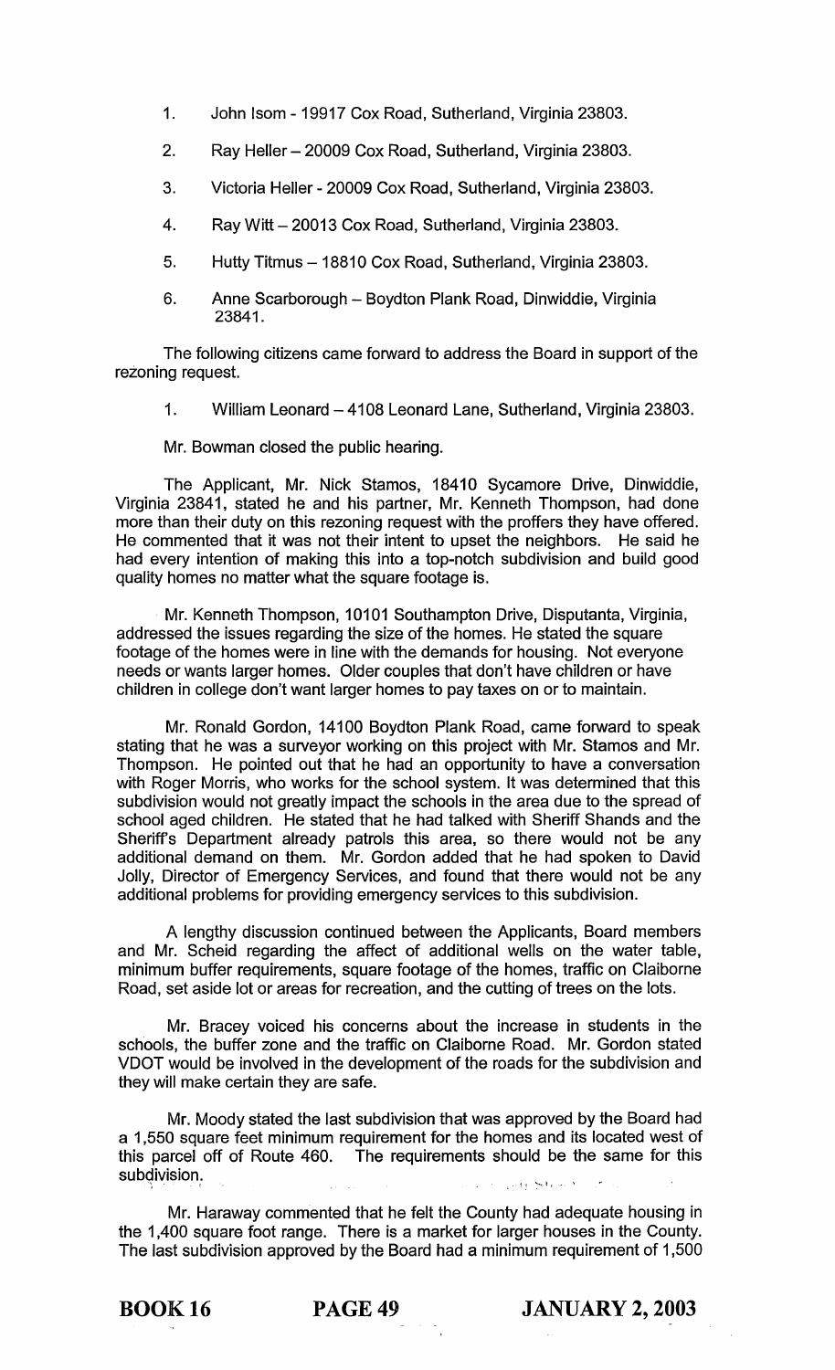1. John Isom - 19917 Cox Road, Sutherland, Virginia 23803.

2. Ray Heller – 20009 Cox Road, Sutherland, Virginia 23803.

3. Victoria Heller - 20009 Cox Road, Sutherland, Virginia 23803.

4. Ray Witt – 20013 Cox Road, Sutherland, Virginia 23803.

5. Hutty Titmus – 18810 Cox Road, Sutherland, Virginia 23803.

6. Anne Scarborough – Boydton Plank Road, Dinwiddie, Virginia 23841.

The following citizens came forward to address the Board in support of the rezoning request.

1. William Leonard – 4108 Leonard Lane, Sutherland, Virginia 23803.

Mr. Bowman closed the public hearing.

The Applicant, Mr. Nick Stamos, 18410 Sycamore Drive, Dinwiddie, Virginia 23841, stated he and his partner, Mr. Kenneth Thompson, had done more than their duty on this rezoning request with the proffers they have offered. He commented that it was not their intent to upset the neighbors. He said he had every intention of making this into a top-notch subdivision and build good quality homes no matter what the square footage is.

Mr. Kenneth Thompson, 10101 Southampton Drive, Disputanta, Virginia, addressed the issues regarding the size of the homes. He stated the square footage of the homes were in line with the demands for housing. Not everyone needs or wants larger homes. Older couples that don't have children or have children in college don't want larger homes to pay taxes on or to maintain.

Mr. Ronald Gordon, 14100 Boydton Plank Road, came forward to speak stating that he was a surveyor working on this project with Mr. Stamos and Mr. Thompson. He pointed out that he had an opportunity to have a conversation with Roger Morris, who works for the school system. It was determined that this subdivision would not greatly impact the schools in the area due to the spread of school aged children. He stated that he had talked with Sheriff Shands and the Sheriff's Department already patrols this area, so there would not be any additional demand on them. Mr. Gordon added that he had spoken to David Jolly, Director of Emergency Services, and found that there would not be any additional problems for providing emergency services to this subdivision.

A lengthy discussion continued between the Applicants, Board members and Mr. Scheid regarding the affect of additional wells on the water table, minimum buffer requirements, square footage of the homes, traffic on Claiborne Road, set aside lot or areas for recreation, and the cutting of trees on the lots.

Mr. Bracey voiced his concerns about the increase in students in the schools, the buffer zone and the traffic on Claiborne Road. Mr. Gordon stated VDOT would be involved in the development of the roads for the subdivision and they will make certain they are safe.

Mr. Moody stated the last subdivision that was approved by the Board had a 1,550 square feet minimum requirement for the homes and its located west of this parcel off of Route 460. The requirements should be the same for this subdivision.

Mr. Haraway commented that he felt the County had adequate housing in the 1,400 square foot range. There is a market for larger houses in the County. The last subdivision approved by the Board had a minimum requirement of 1,500

BOOK 16 PAGE 49 JANUARY 2, 2003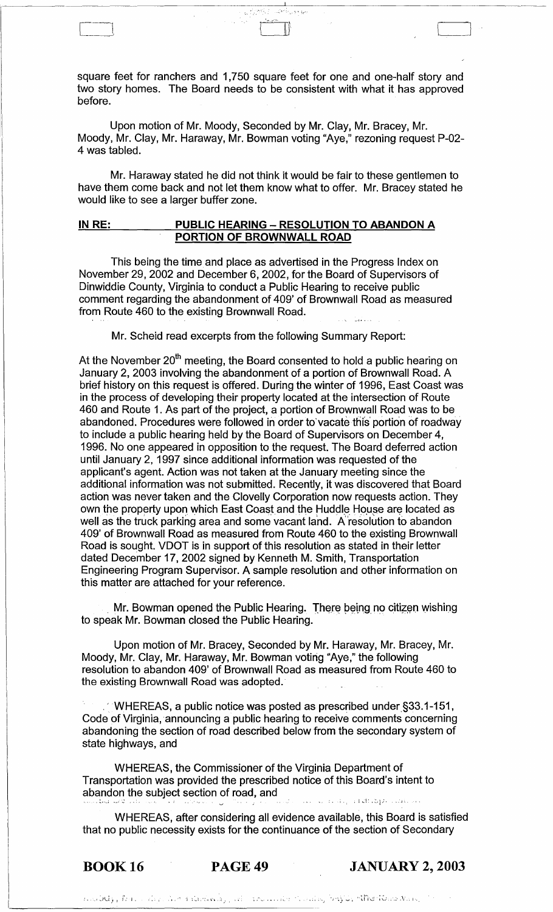square feet for ranchers and 1,750 square feet for one and one-half story and two story homes. The Board needs to be consistent with what it has approved before.

Upon motion of Mr. Moody, Seconded by Mr. Clay, Mr. Bracey, Mr. Moody, Mr. Clay, Mr. Haraway, Mr. Bowman voting "Aye," rezoning request P-02-4 was tabled.

Mr. Haraway stated he did not think it would be fair to these gentlemen to have them come back and not let them know what to offer. Mr. Bracey stated he would like to see a larger buffer zone.

**IN RE: PUBLIC HEARING – RESOLUTION TO ABANDON A PORTION OF BROWNWALL ROAD**

This being the time and place as advertised in the Progress Index on November 29, 2002 and December 6, 2002, for the Board of Supervisors of Dinwiddie County, Virginia to conduct a Public Hearing to receive public comment regarding the abandonment of 409' of Brownwall Road as measured from Route 460 to the existing Brownwall Road.

Mr. Scheid read excerpts from the following Summary Report:

At the November 20th meeting, the Board consented to hold a public hearing on January 2, 2003 involving the abandonment of a portion of Brownwall Road. A brief history on this request is offered. During the winter of 1996, East Coast was in the process of developing their property located at the intersection of Route 460 and Route 1. As part of the project, a portion of Brownwall Road was to be abandoned. Procedures were followed in order to vacate this portion of roadway to include a public hearing held by the Board of Supervisors on December 4, 1996. No one appeared in opposition to the request. The Board deferred action until January 2, 1997 since additional information was requested of the applicant's agent. Action was not taken at the January meeting since the additional information was not submitted. Recently, it was discovered that Board action was never taken and the Clovelly Corporation now requests action. They own the property upon which East Coast and the Huddle House are located as well as the truck parking area and some vacant land. A resolution to abandon 409' of Brownwall Road as measured from Route 460 to the existing Brownwall Road is sought. VDOT is in support of this resolution as stated in their letter dated December 17, 2002 signed by Kenneth M. Smith, Transportation Engineering Program Supervisor. A sample resolution and other information on this matter are attached for your reference.

Mr. Bowman opened the Public Hearing. There being no citizen wishing to speak Mr. Bowman closed the Public Hearing.

Upon motion of Mr. Bracey, Seconded by Mr. Haraway, Mr. Bracey, Mr. Moody, Mr. Clay, Mr. Haraway, Mr. Bowman voting "Aye," the following resolution to abandon 409' of Brownwall Road as measured from Route 460 to the existing Brownwall Road was adopted.

WHEREAS, a public notice was posted as prescribed under §33.1-151, Code of Virginia, announcing a public hearing to receive comments concerning abandoning the section of road described below from the secondary system of state highways, and

WHEREAS, the Commissioner of the Virginia Department of Transportation was provided the prescribed notice of this Board's intent to abandon the subject section of road, and

WHEREAS, after considering all evidence available, this Board is satisfied that no public necessity exists for the continuance of the section of Secondary

**BOOK 16 PAGE 49 JANUARY 2, 2003**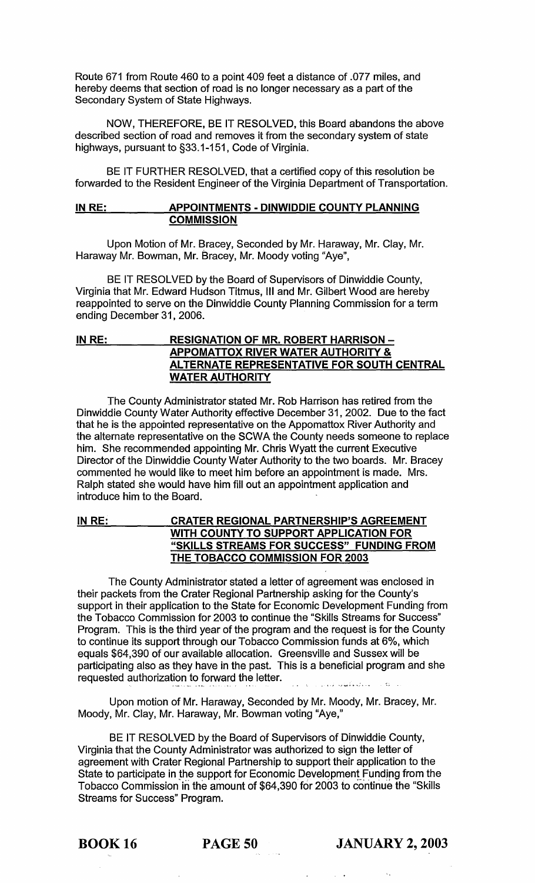Route 671 from Route 460 to a point 409 feet a distance of .077 miles, and hereby deems that section of road is no longer necessary as a part of the Secondary System of State Highways.

NOW, THEREFORE, BE IT RESOLVED, this Board abandons the above described section of road and removes it from the secondary system of state highways, pursuant to §33.1-151, Code of Virginia.

BE IT FURTHER RESOLVED, that a certified copy of this resolution be forwarded to the Resident Engineer of the Virginia Department of Transportation.

**IN RE: APPOINTMENTS - DINWIDDIE COUNTY PLANNING COMMISSION**

Upon Motion of Mr. Bracey, Seconded by Mr. Haraway, Mr. Clay, Mr. Haraway Mr. Bowman, Mr. Bracey, Mr. Moody voting "Aye",

BE IT RESOLVED by the Board of Supervisors of Dinwiddie County, Virginia that Mr. Edward Hudson Titmus, III and Mr. Gilbert Wood are hereby reappointed to serve on the Dinwiddie County Planning Commission for a term ending December 31, 2006.

**IN RE: RESIGNATION OF MR. ROBERT HARRISON – APPOMATTOX RIVER WATER AUTHORITY & ALTERNATE REPRESENTATIVE FOR SOUTH CENTRAL WATER AUTHORITY**

The County Administrator stated Mr. Rob Harrison has retired from the Dinwiddie County Water Authority effective December 31, 2002. Due to the fact that he is the appointed representative on the Appomattox River Authority and the alternate representative on the SCWA the County needs someone to replace him. She recommended appointing Mr. Chris Wyatt the current Executive Director of the Dinwiddie County Water Authority to the two boards. Mr. Bracey commented he would like to meet him before an appointment is made. Mrs. Ralph stated she would have him fill out an appointment application and introduce him to the Board.

**IN RE: CRATER REGIONAL PARTNERSHIP'S AGREEMENT WITH COUNTY TO SUPPORT APPLICATION FOR "SKILLS STREAMS FOR SUCCESS" FUNDING FROM THE TOBACCO COMMISSION FOR 2003**

The County Administrator stated a letter of agreement was enclosed in their packets from the Crater Regional Partnership asking for the County's support in their application to the State for Economic Development Funding from the Tobacco Commission for 2003 to continue the "Skills Streams for Success" Program. This is the third year of the program and the request is for the County to continue its support through our Tobacco Commission funds at 6%, which equals $64,390 of our available allocation. Greensville and Sussex will be participating also as they have in the past. This is a beneficial program and she requested authorization to forward the letter.

Upon motion of Mr. Haraway, Seconded by Mr. Moody, Mr. Bracey, Mr. Moody, Mr. Clay, Mr. Haraway, Mr. Bowman voting "Aye,"

BE IT RESOLVED by the Board of Supervisors of Dinwiddie County, Virginia that the County Administrator was authorized to sign the letter of agreement with Crater Regional Partnership to support their application to the State to participate in the support for Economic Development Funding from the Tobacco Commission in the amount of $64,390 for 2003 to continue the "Skills Streams for Success" Program.

**BOOK 16 PAGE 50 JANUARY 2, 2003**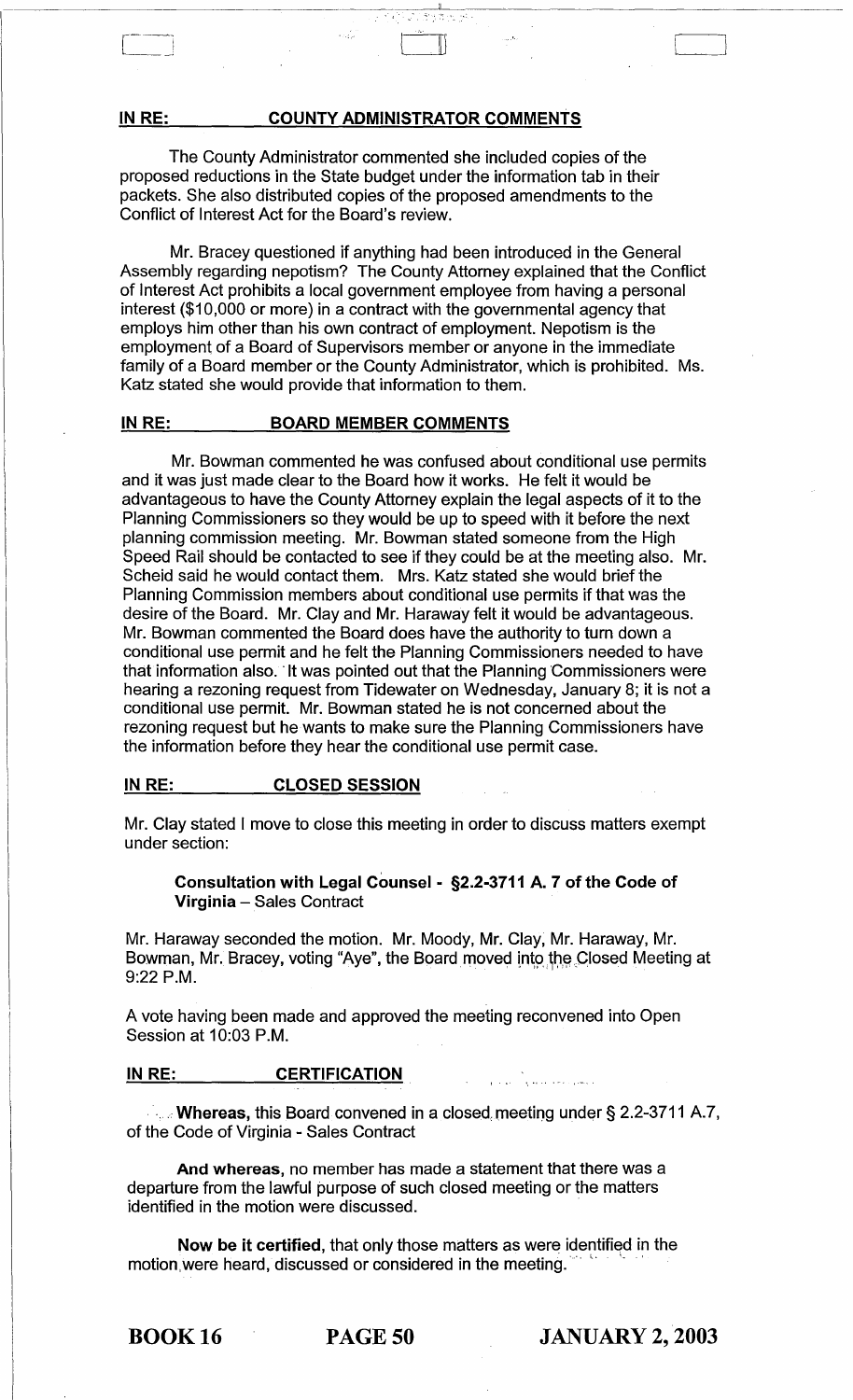**IN RE: COUNTY ADMINISTRATOR COMMENTS**

The County Administrator commented she included copies of the proposed reductions in the State budget under the information tab in their packets. She also distributed copies of the proposed amendments to the Conflict of Interest Act for the Board's review.

Mr. Bracey questioned if anything had been introduced in the General Assembly regarding nepotism? The County Attorney explained that the Conflict of Interest Act prohibits a local government employee from having a personal interest ($10,000 or more) in a contract with the governmental agency that employs him other than his own contract of employment. Nepotism is the employment of a Board of Supervisors member or anyone in the immediate family of a Board member or the County Administrator, which is prohibited. Ms. Katz stated she would provide that information to them.

**IN RE: BOARD MEMBER COMMENTS**

Mr. Bowman commented he was confused about conditional use permits and it was just made clear to the Board how it works. He felt it would be advantageous to have the County Attorney explain the legal aspects of it to the Planning Commissioners so they would be up to speed with it before the next planning commission meeting. Mr. Bowman stated someone from the High Speed Rail should be contacted to see if they could be at the meeting also. Mr. Scheid said he would contact them. Mrs. Katz stated she would brief the Planning Commission members about conditional use permits if that was the desire of the Board. Mr. Clay and Mr. Haraway felt it would be advantageous. Mr. Bowman commented the Board does have the authority to turn down a conditional use permit and he felt the Planning Commissioners needed to have that information also. It was pointed out that the Planning Commissioners were hearing a rezoning request from Tidewater on Wednesday, January 8; it is not a conditional use permit. Mr. Bowman stated he is not concerned about the rezoning request but he wants to make sure the Planning Commissioners have the information before they hear the conditional use permit case.

**IN RE: CLOSED SESSION**

Mr. Clay stated I move to close this meeting in order to discuss matters exempt under section:

> **Consultation with Legal Counsel - §2.2-3711 A. 7 of the Code of Virginia** – Sales Contract

Mr. Haraway seconded the motion. Mr. Moody, Mr. Clay, Mr. Haraway, Mr. Bowman, Mr. Bracey, voting "Aye", the Board moved into the Closed Meeting at 9:22 P.M.

A vote having been made and approved the meeting reconvened into Open Session at 10:03 P.M.

**IN RE: CERTIFICATION**

**Whereas,** this Board convened in a closed meeting under § 2.2-3711 A.7, of the Code of Virginia - Sales Contract

**And whereas,** no member has made a statement that there was a departure from the lawful purpose of such closed meeting or the matters identified in the motion were discussed.

**Now be it certified,** that only those matters as were identified in the motion were heard, discussed or considered in the meeting.

**BOOK 16** **PAGE 50** **JANUARY 2, 2003**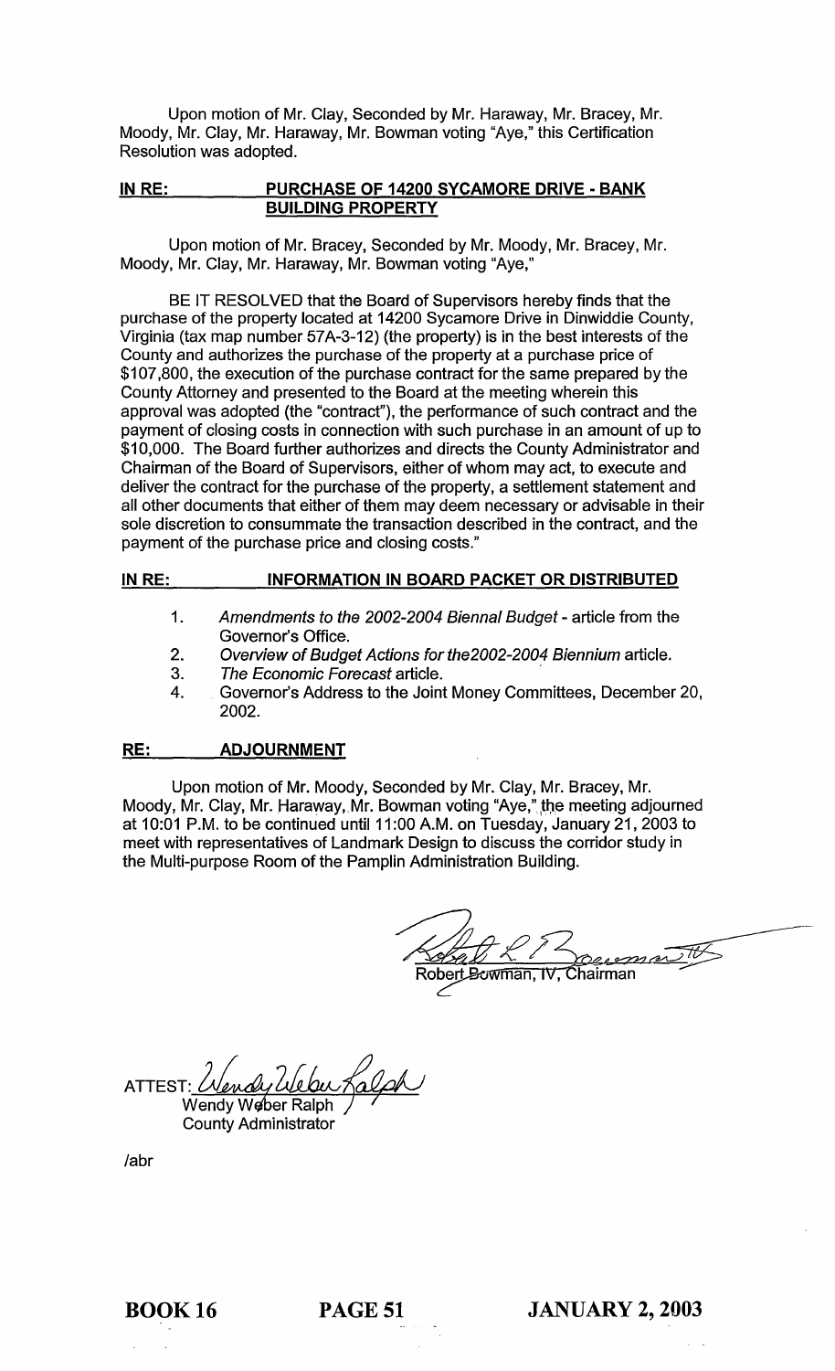Upon motion of Mr. Clay, Seconded by Mr. Haraway, Mr. Bracey, Mr. Moody, Mr. Clay, Mr. Haraway, Mr. Bowman voting "Aye," this Certification Resolution was adopted.

**IN RE: PURCHASE OF 14200 SYCAMORE DRIVE - BANK BUILDING PROPERTY**

Upon motion of Mr. Bracey, Seconded by Mr. Moody, Mr. Bracey, Mr. Moody, Mr. Clay, Mr. Haraway, Mr. Bowman voting "Aye,"

BE IT RESOLVED that the Board of Supervisors hereby finds that the purchase of the property located at 14200 Sycamore Drive in Dinwiddie County, Virginia (tax map number 57A-3-12) (the property) is in the best interests of the County and authorizes the purchase of the property at a purchase price of $107,800, the execution of the purchase contract for the same prepared by the County Attorney and presented to the Board at the meeting wherein this approval was adopted (the "contract"), the performance of such contract and the payment of closing costs in connection with such purchase in an amount of up to $10,000. The Board further authorizes and directs the County Administrator and Chairman of the Board of Supervisors, either of whom may act, to execute and deliver the contract for the purchase of the property, a settlement statement and all other documents that either of them may deem necessary or advisable in their sole discretion to consummate the transaction described in the contract, and the payment of the purchase price and closing costs."

**IN RE: INFORMATION IN BOARD PACKET OR DISTRIBUTED**

1. *Amendments to the 2002-2004 Biennal Budget* - article from the Governor's Office.
2. *Overview of Budget Actions for the2002-2004 Biennium* article.
3. *The Economic Forecast* article.
4. Governor's Address to the Joint Money Committees, December 20, 2002.

**RE: ADJOURNMENT**

Upon motion of Mr. Moody, Seconded by Mr. Clay, Mr. Bracey, Mr. Moody, Mr. Clay, Mr. Haraway, Mr. Bowman voting "Aye," the meeting adjourned at 10:01 P.M. to be continued until 11:00 A.M. on Tuesday, January 21, 2003 to meet with representatives of Landmark Design to discuss the corridor study in the Multi-purpose Room of the Pamplin Administration Building.

Robert Bowman, IV, Chairman

ATTEST: Wendy Weber Ralph
Wendy Weber Ralph
County Administrator

/abr

**BOOK 16 PAGE 51 JANUARY 2, 2003**